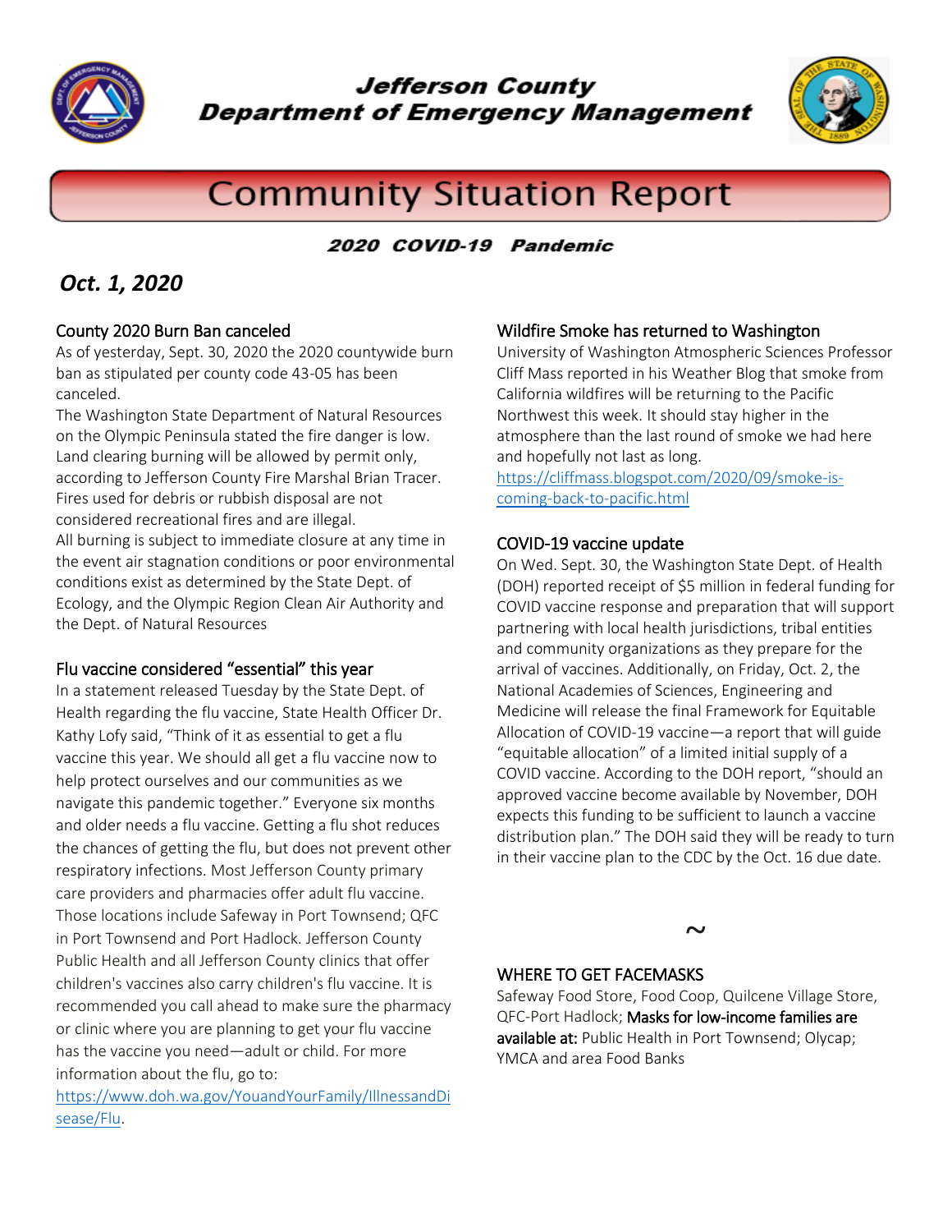# Jefferson County Department of Emergency Management

## Community Situation Report

**2020 COVID-19 Pandemic**

***Oct. 1, 2020***

### County 2020 Burn Ban canceled

As of yesterday, Sept. 30, 2020 the 2020 countywide burn ban as stipulated per county code 43-05 has been canceled.

The Washington State Department of Natural Resources on the Olympic Peninsula stated the fire danger is low. Land clearing burning will be allowed by permit only, according to Jefferson County Fire Marshal Brian Tracer. Fires used for debris or rubbish disposal are not considered recreational fires and are illegal.

All burning is subject to immediate closure at any time in the event air stagnation conditions or poor environmental conditions exist as determined by the State Dept. of Ecology, and the Olympic Region Clean Air Authority and the Dept. of Natural Resources

### Flu vaccine considered "essential" this year

In a statement released Tuesday by the State Dept. of Health regarding the flu vaccine, State Health Officer Dr. Kathy Lofy said, "Think of it as essential to get a flu vaccine this year. We should all get a flu vaccine now to help protect ourselves and our communities as we navigate this pandemic together." Everyone six months and older needs a flu vaccine. Getting a flu shot reduces the chances of getting the flu, but does not prevent other respiratory infections. Most Jefferson County primary care providers and pharmacies offer adult flu vaccine. Those locations include Safeway in Port Townsend; QFC in Port Townsend and Port Hadlock. Jefferson County Public Health and all Jefferson County clinics that offer children's vaccines also carry children's flu vaccine. It is recommended you call ahead to make sure the pharmacy or clinic where you are planning to get your flu vaccine has the vaccine you need—adult or child. For more information about the flu, go to: https://www.doh.wa.gov/YouandYourFamily/IllnessandDisease/Flu.

### Wildfire Smoke has returned to Washington

University of Washington Atmospheric Sciences Professor Cliff Mass reported in his Weather Blog that smoke from California wildfires will be returning to the Pacific Northwest this week. It should stay higher in the atmosphere than the last round of smoke we had here and hopefully not last as long.
https://cliffmass.blogspot.com/2020/09/smoke-is-coming-back-to-pacific.html

### COVID-19 vaccine update

On Wed. Sept. 30, the Washington State Dept. of Health (DOH) reported receipt of $5 million in federal funding for COVID vaccine response and preparation that will support partnering with local health jurisdictions, tribal entities and community organizations as they prepare for the arrival of vaccines. Additionally, on Friday, Oct. 2, the National Academies of Sciences, Engineering and Medicine will release the final Framework for Equitable Allocation of COVID-19 vaccine—a report that will guide "equitable allocation" of a limited initial supply of a COVID vaccine. According to the DOH report, "should an approved vaccine become available by November, DOH expects this funding to be sufficient to launch a vaccine distribution plan." The DOH said they will be ready to turn in their vaccine plan to the CDC by the Oct. 16 due date.

~

### WHERE TO GET FACEMASKS

Safeway Food Store, Food Coop, Quilcene Village Store, QFC-Port Hadlock; **Masks for low-income families are available at:** Public Health in Port Townsend; Olycap; YMCA and area Food Banks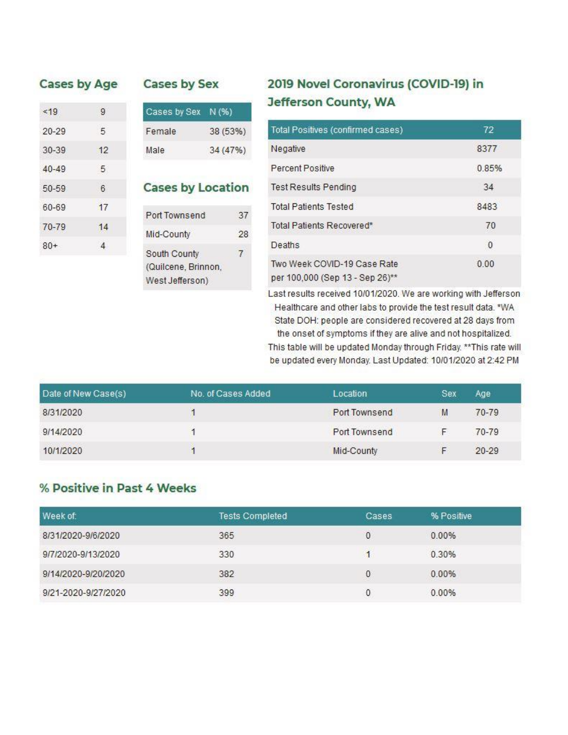## Cases by Age

| | |
|---|---|
| <19 | 9 |
| 20-29 | 5 |
| 30-39 | 12 |
| 40-49 | 5 |
| 50-59 | 6 |
| 60-69 | 17 |
| 70-79 | 14 |
| 80+ | 4 |

## Cases by Sex

| Cases by Sex | N (%) |
|---|---|
| Female | 38 (53%) |
| Male | 34 (47%) |

## Cases by Location

| | |
|---|---|
| Port Townsend | 37 |
| Mid-County | 28 |
| South County (Quilcene, Brinnon, West Jefferson) | 7 |

## 2019 Novel Coronavirus (COVID-19) in Jefferson County, WA

| Total Positives (confirmed cases) | 72 |
|---|---|
| Negative | 8377 |
| Percent Positive | 0.85% |
| Test Results Pending | 34 |
| Total Patients Tested | 8483 |
| Total Patients Recovered* | 70 |
| Deaths | 0 |
| Two Week COVID-19 Case Rate per 100,000 (Sep 13 - Sep 26)** | 0.00 |

Last results received 10/01/2020. We are working with Jefferson Healthcare and other labs to provide the test result data. *WA State DOH: people are considered recovered at 28 days from the onset of symptoms if they are alive and not hospitalized. This table will be updated Monday through Friday. **This rate will be updated every Monday. Last Updated: 10/01/2020 at 2:42 PM

| Date of New Case(s) | No. of Cases Added | Location | Sex | Age |
|---|---|---|---|---|
| 8/31/2020 | 1 | Port Townsend | M | 70-79 |
| 9/14/2020 | 1 | Port Townsend | F | 70-79 |
| 10/1/2020 | 1 | Mid-County | F | 20-29 |

## % Positive in Past 4 Weeks

| Week of: | Tests Completed | Cases | % Positive |
|---|---|---|---|
| 8/31/2020-9/6/2020 | 365 | 0 | 0.00% |
| 9/7/2020-9/13/2020 | 330 | 1 | 0.30% |
| 9/14/2020-9/20/2020 | 382 | 0 | 0.00% |
| 9/21-2020-9/27/2020 | 399 | 0 | 0.00% |